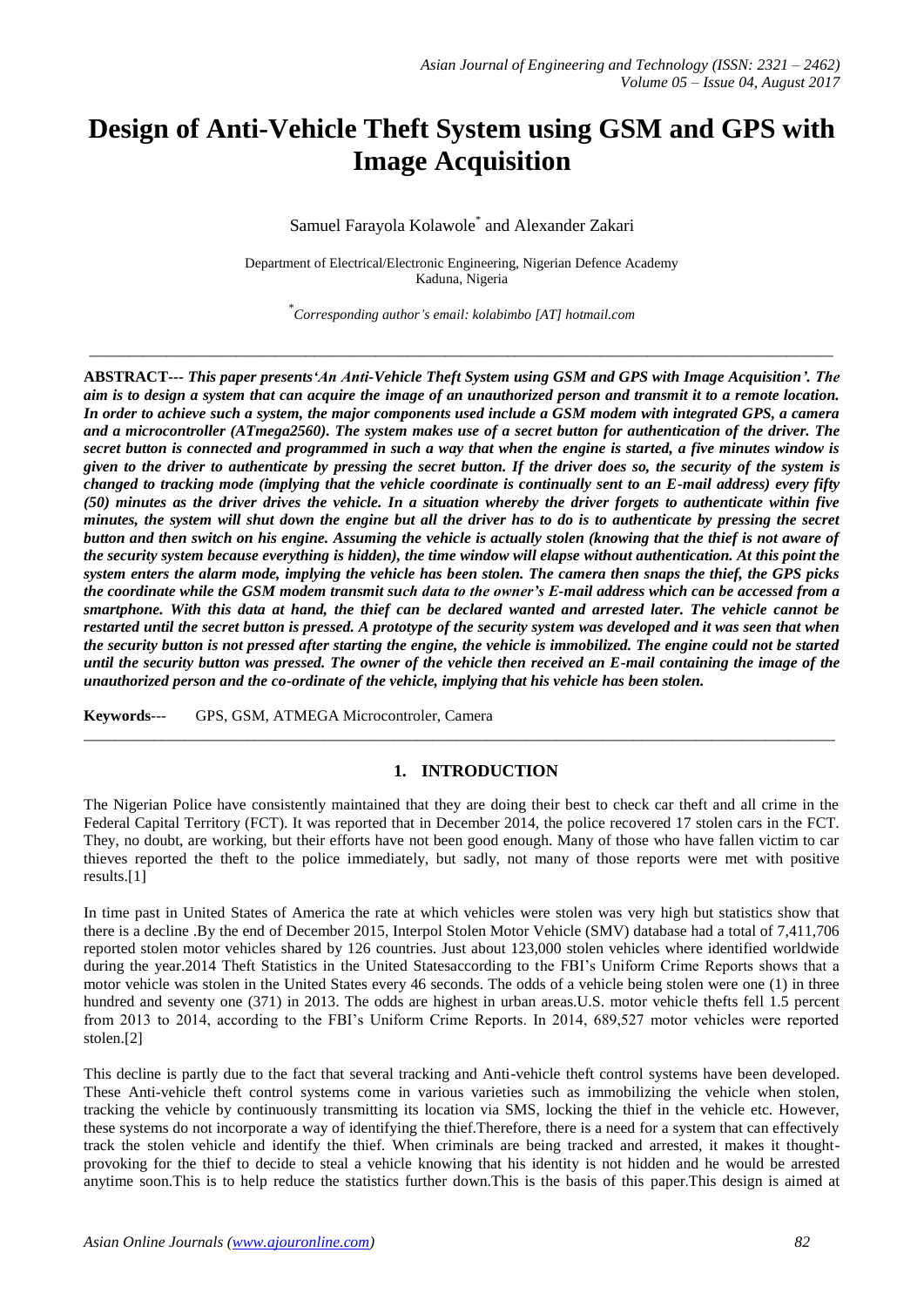# Design of Anti-Vehicle Theft System using GSM and GPS with Image Acquisition

Samuel Farayola Kolawole* and Alexander Zakari

Department of Electrical/Electronic Engineering, Nigerian Defence Academy
Kaduna, Nigeria

*Corresponding author's email: kolabimbo [AT] hotmail.com

---

**ABSTRACT---** ***This paper presents'An Anti-Vehicle Theft System using GSM and GPS with Image Acquisition'. The aim is to design a system that can acquire the image of an unauthorized person and transmit it to a remote location. In order to achieve such a system, the major components used include a GSM modem with integrated GPS, a camera and a microcontroller (ATmega2560). The system makes use of a secret button for authentication of the driver. The secret button is connected and programmed in such a way that when the engine is started, a five minutes window is given to the driver to authenticate by pressing the secret button. If the driver does so, the security of the system is changed to tracking mode (implying that the vehicle coordinate is continually sent to an E-mail address) every fifty (50) minutes as the driver drives the vehicle. In a situation whereby the driver forgets to authenticate within five minutes, the system will shut down the engine but all the driver has to do is to authenticate by pressing the secret button and then switch on his engine. Assuming the vehicle is actually stolen (knowing that the thief is not aware of the security system because everything is hidden), the time window will elapse without authentication. At this point the system enters the alarm mode, implying the vehicle has been stolen. The camera then snaps the thief, the GPS picks the coordinate while the GSM modem transmit such data to the owner's E-mail address which can be accessed from a smartphone. With this data at hand, the thief can be declared wanted and arrested later. The vehicle cannot be restarted until the secret button is pressed. A prototype of the security system was developed and it was seen that when the security button is not pressed after starting the engine, the vehicle is immobilized. The engine could not be started until the security button was pressed. The owner of the vehicle then received an E-mail containing the image of the unauthorized person and the co-ordinate of the vehicle, implying that his vehicle has been stolen.***

**Keywords**--- GPS, GSM, ATMEGA Microcontroler, Camera

---

## 1. INTRODUCTION

The Nigerian Police have consistently maintained that they are doing their best to check car theft and all crime in the Federal Capital Territory (FCT). It was reported that in December 2014, the police recovered 17 stolen cars in the FCT. They, no doubt, are working, but their efforts have not been good enough. Many of those who have fallen victim to car thieves reported the theft to the police immediately, but sadly, not many of those reports were met with positive results.[1]

In time past in United States of America the rate at which vehicles were stolen was very high but statistics show that there is a decline .By the end of December 2015, Interpol Stolen Motor Vehicle (SMV) database had a total of 7,411,706 reported stolen motor vehicles shared by 126 countries. Just about 123,000 stolen vehicles where identified worldwide during the year.2014 Theft Statistics in the United Statesaccording to the FBI's Uniform Crime Reports shows that a motor vehicle was stolen in the United States every 46 seconds. The odds of a vehicle being stolen were one (1) in three hundred and seventy one (371) in 2013. The odds are highest in urban areas.U.S. motor vehicle thefts fell 1.5 percent from 2013 to 2014, according to the FBI's Uniform Crime Reports. In 2014, 689,527 motor vehicles were reported stolen.[2]

This decline is partly due to the fact that several tracking and Anti-vehicle theft control systems have been developed. These Anti-vehicle theft control systems come in various varieties such as immobilizing the vehicle when stolen, tracking the vehicle by continuously transmitting its location via SMS, locking the thief in the vehicle etc. However, these systems do not incorporate a way of identifying the thief.Therefore, there is a need for a system that can effectively track the stolen vehicle and identify the thief. When criminals are being tracked and arrested, it makes it thought-provoking for the thief to decide to steal a vehicle knowing that his identity is not hidden and he would be arrested anytime soon.This is to help reduce the statistics further down.This is the basis of this paper.This design is aimed at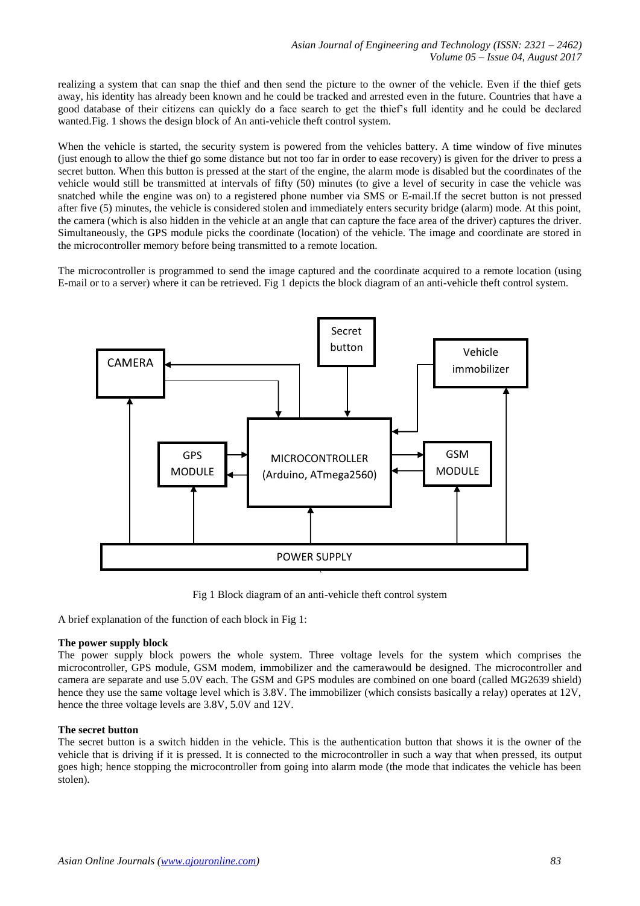realizing a system that can snap the thief and then send the picture to the owner of the vehicle. Even if the thief gets away, his identity has already been known and he could be tracked and arrested even in the future. Countries that have a good database of their citizens can quickly do a face search to get the thief's full identity and he could be declared wanted.Fig. 1 shows the design block of An anti-vehicle theft control system.

When the vehicle is started, the security system is powered from the vehicles battery. A time window of five minutes (just enough to allow the thief go some distance but not too far in order to ease recovery) is given for the driver to press a secret button. When this button is pressed at the start of the engine, the alarm mode is disabled but the coordinates of the vehicle would still be transmitted at intervals of fifty (50) minutes (to give a level of security in case the vehicle was snatched while the engine was on) to a registered phone number via SMS or E-mail.If the secret button is not pressed after five (5) minutes, the vehicle is considered stolen and immediately enters security bridge (alarm) mode. At this point, the camera (which is also hidden in the vehicle at an angle that can capture the face area of the driver) captures the driver. Simultaneously, the GPS module picks the coordinate (location) of the vehicle. The image and coordinate are stored in the microcontroller memory before being transmitted to a remote location.

The microcontroller is programmed to send the image captured and the coordinate acquired to a remote location (using E-mail or to a server) where it can be retrieved. Fig 1 depicts the block diagram of an anti-vehicle theft control system.

Fig 1 Block diagram of an anti-vehicle theft control system

A brief explanation of the function of each block in Fig 1:

**The power supply block**

The power supply block powers the whole system. Three voltage levels for the system which comprises the microcontroller, GPS module, GSM modem, immobilizer and the camerawould be designed. The microcontroller and camera are separate and use 5.0V each. The GSM and GPS modules are combined on one board (called MG2639 shield) hence they use the same voltage level which is 3.8V. The immobilizer (which consists basically a relay) operates at 12V, hence the three voltage levels are 3.8V, 5.0V and 12V.

**The secret button**

The secret button is a switch hidden in the vehicle. This is the authentication button that shows it is the owner of the vehicle that is driving if it is pressed. It is connected to the microcontroller in such a way that when pressed, its output goes high; hence stopping the microcontroller from going into alarm mode (the mode that indicates the vehicle has been stolen).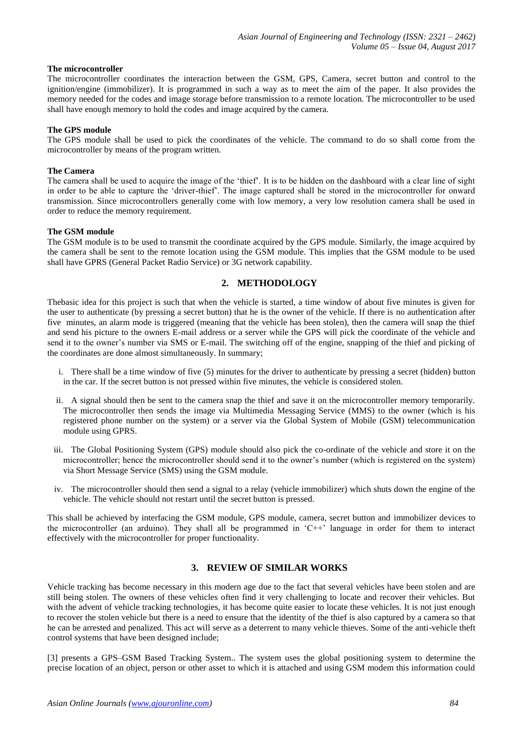**The microcontroller**

The microcontroller coordinates the interaction between the GSM, GPS, Camera, secret button and control to the ignition/engine (immobilizer). It is programmed in such a way as to meet the aim of the paper. It also provides the memory needed for the codes and image storage before transmission to a remote location. The microcontroller to be used shall have enough memory to hold the codes and image acquired by the camera.

**The GPS module**

The GPS module shall be used to pick the coordinates of the vehicle. The command to do so shall come from the microcontroller by means of the program written.

**The Camera**

The camera shall be used to acquire the image of the 'thief'. It is to be hidden on the dashboard with a clear line of sight in order to be able to capture the 'driver-thief'. The image captured shall be stored in the microcontroller for onward transmission. Since microcontrollers generally come with low memory, a very low resolution camera shall be used in order to reduce the memory requirement.

**The GSM module**

The GSM module is to be used to transmit the coordinate acquired by the GPS module. Similarly, the image acquired by the camera shall be sent to the remote location using the GSM module. This implies that the GSM module to be used shall have GPRS (General Packet Radio Service) or 3G network capability.

## 2. METHODOLOGY

Thebasic idea for this project is such that when the vehicle is started, a time window of about five minutes is given for the user to authenticate (by pressing a secret button) that he is the owner of the vehicle. If there is no authentication after five minutes, an alarm mode is triggered (meaning that the vehicle has been stolen), then the camera will snap the thief and send his picture to the owners E-mail address or a server while the GPS will pick the coordinate of the vehicle and send it to the owner's number via SMS or E-mail. The switching off of the engine, snapping of the thief and picking of the coordinates are done almost simultaneously. In summary;

i. There shall be a time window of five (5) minutes for the driver to authenticate by pressing a secret (hidden) button in the car. If the secret button is not pressed within five minutes, the vehicle is considered stolen.

ii. A signal should then be sent to the camera snap the thief and save it on the microcontroller memory temporarily. The microcontroller then sends the image via Multimedia Messaging Service (MMS) to the owner (which is his registered phone number on the system) or a server via the Global System of Mobile (GSM) telecommunication module using GPRS.

iii. The Global Positioning System (GPS) module should also pick the co-ordinate of the vehicle and store it on the microcontroller; hence the microcontroller should send it to the owner's number (which is registered on the system) via Short Message Service (SMS) using the GSM module.

iv. The microcontroller should then send a signal to a relay (vehicle immobilizer) which shuts down the engine of the vehicle. The vehicle should not restart until the secret button is pressed.

This shall be achieved by interfacing the GSM module, GPS module, camera, secret button and immobilizer devices to the microcontroller (an arduino). They shall all be programmed in 'C++' language in order for them to interact effectively with the microcontroller for proper functionality.

## 3. REVIEW OF SIMILAR WORKS

Vehicle tracking has become necessary in this modern age due to the fact that several vehicles have been stolen and are still being stolen. The owners of these vehicles often find it very challenging to locate and recover their vehicles. But with the advent of vehicle tracking technologies, it has become quite easier to locate these vehicles. It is not just enough to recover the stolen vehicle but there is a need to ensure that the identity of the thief is also captured by a camera so that he can be arrested and penalized. This act will serve as a deterrent to many vehicle thieves. Some of the anti-vehicle theft control systems that have been designed include;

[3] presents a GPS–GSM Based Tracking System.. The system uses the global positioning system to determine the precise location of an object, person or other asset to which it is attached and using GSM modem this information could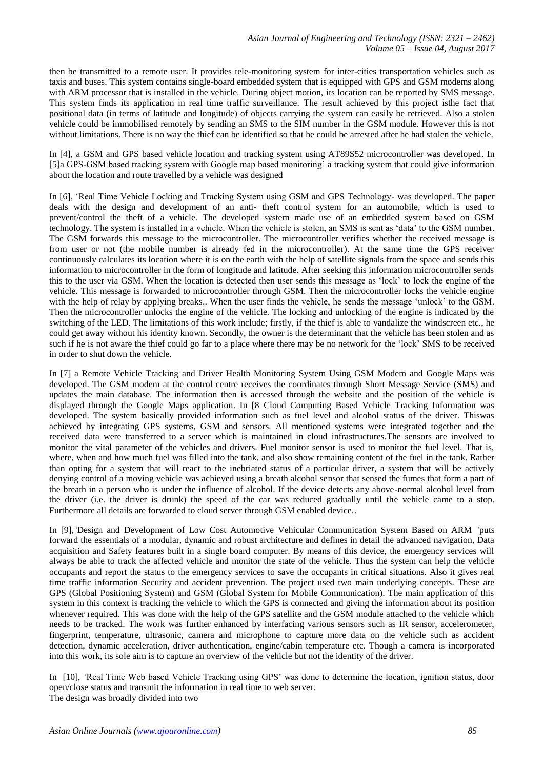then be transmitted to a remote user. It provides tele-monitoring system for inter-cities transportation vehicles such as taxis and buses. This system contains single-board embedded system that is equipped with GPS and GSM modems along with ARM processor that is installed in the vehicle. During object motion, its location can be reported by SMS message. This system finds its application in real time traffic surveillance. The result achieved by this project isthe fact that positional data (in terms of latitude and longitude) of objects carrying the system can easily be retrieved. Also a stolen vehicle could be immobilised remotely by sending an SMS to the SIM number in the GSM module. However this is not without limitations. There is no way the thief can be identified so that he could be arrested after he had stolen the vehicle.

In [4], a GSM and GPS based vehicle location and tracking system using AT89S52 microcontroller was developed. In [5]a GPS-GSM based tracking system with Google map based monitoring' a tracking system that could give information about the location and route travelled by a vehicle was designed

In [6], 'Real Time Vehicle Locking and Tracking System using GSM and GPS Technology- was developed. The paper deals with the design and development of an anti- theft control system for an automobile, which is used to prevent/control the theft of a vehicle. The developed system made use of an embedded system based on GSM technology. The system is installed in a vehicle. When the vehicle is stolen, an SMS is sent as 'data' to the GSM number. The GSM forwards this message to the microcontroller. The microcontroller verifies whether the received message is from user or not (the mobile number is already fed in the microcontroller). At the same time the GPS receiver continuously calculates its location where it is on the earth with the help of satellite signals from the space and sends this information to microcontroller in the form of longitude and latitude. After seeking this information microcontroller sends this to the user via GSM. When the location is detected then user sends this message as 'lock' to lock the engine of the vehicle. This message is forwarded to microcontroller through GSM. Then the microcontroller locks the vehicle engine with the help of relay by applying breaks.. When the user finds the vehicle, he sends the message 'unlock' to the GSM. Then the microcontroller unlocks the engine of the vehicle. The locking and unlocking of the engine is indicated by the switching of the LED. The limitations of this work include; firstly, if the thief is able to vandalize the windscreen etc., he could get away without his identity known. Secondly, the owner is the determinant that the vehicle has been stolen and as such if he is not aware the thief could go far to a place where there may be no network for the 'lock' SMS to be received in order to shut down the vehicle.

In [7] a Remote Vehicle Tracking and Driver Health Monitoring System Using GSM Modem and Google Maps was developed. The GSM modem at the control centre receives the coordinates through Short Message Service (SMS) and updates the main database. The information then is accessed through the website and the position of the vehicle is displayed through the Google Maps application. In [8 Cloud Computing Based Vehicle Tracking Information was developed. The system basically provided information such as fuel level and alcohol status of the driver. Thiswas achieved by integrating GPS systems, GSM and sensors. All mentioned systems were integrated together and the received data were transferred to a server which is maintained in cloud infrastructures.The sensors are involved to monitor the vital parameter of the vehicles and drivers. Fuel monitor sensor is used to monitor the fuel level. That is, where, when and how much fuel was filled into the tank, and also show remaining content of the fuel in the tank. Rather than opting for a system that will react to the inebriated status of a particular driver, a system that will be actively denying control of a moving vehicle was achieved using a breath alcohol sensor that sensed the fumes that form a part of the breath in a person who is under the influence of alcohol. If the device detects any above-normal alcohol level from the driver (i.e. the driver is drunk) the speed of the car was reduced gradually until the vehicle came to a stop. Furthermore all details are forwarded to cloud server through GSM enabled device..

In [9], 'Design and Development of Low Cost Automotive Vehicular Communication System Based on ARM 'puts forward the essentials of a modular, dynamic and robust architecture and defines in detail the advanced navigation, Data acquisition and Safety features built in a single board computer. By means of this device, the emergency services will always be able to track the affected vehicle and monitor the state of the vehicle. Thus the system can help the vehicle occupants and report the status to the emergency services to save the occupants in critical situations. Also it gives real time traffic information Security and accident prevention. The project used two main underlying concepts. These are GPS (Global Positioning System) and GSM (Global System for Mobile Communication). The main application of this system in this context is tracking the vehicle to which the GPS is connected and giving the information about its position whenever required. This was done with the help of the GPS satellite and the GSM module attached to the vehicle which needs to be tracked. The work was further enhanced by interfacing various sensors such as IR sensor, accelerometer, fingerprint, temperature, ultrasonic, camera and microphone to capture more data on the vehicle such as accident detection, dynamic acceleration, driver authentication, engine/cabin temperature etc. Though a camera is incorporated into this work, its sole aim is to capture an overview of the vehicle but not the identity of the driver.

In [10], 'Real Time Web based Vehicle Tracking using GPS' was done to determine the location, ignition status, door open/close status and transmit the information in real time to web server.
The design was broadly divided into two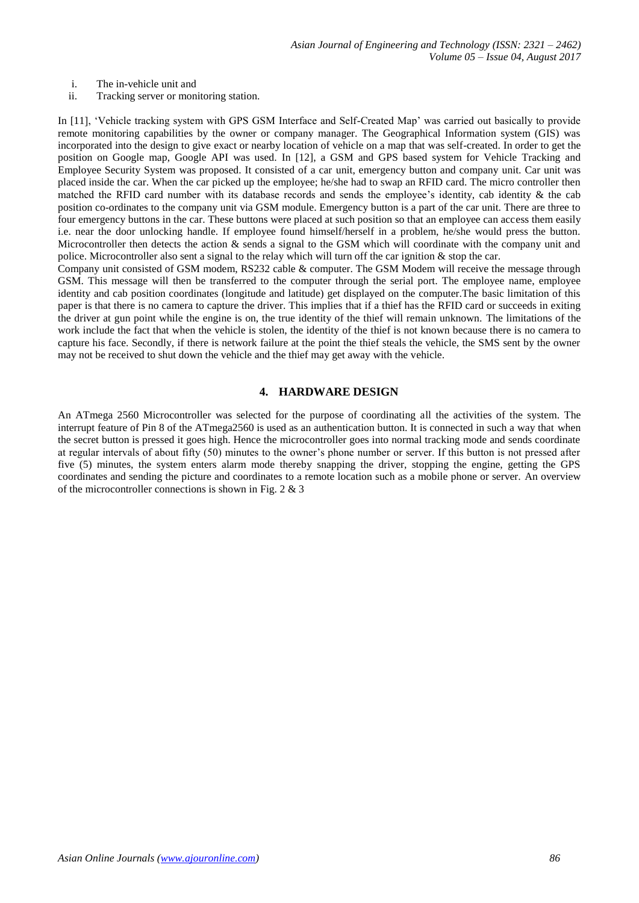i. The in-vehicle unit and
ii. Tracking server or monitoring station.

In [11], 'Vehicle tracking system with GPS GSM Interface and Self-Created Map' was carried out basically to provide remote monitoring capabilities by the owner or company manager. The Geographical Information system (GIS) was incorporated into the design to give exact or nearby location of vehicle on a map that was self-created. In order to get the position on Google map, Google API was used. In [12], a GSM and GPS based system for Vehicle Tracking and Employee Security System was proposed. It consisted of a car unit, emergency button and company unit. Car unit was placed inside the car. When the car picked up the employee; he/she had to swap an RFID card. The micro controller then matched the RFID card number with its database records and sends the employee's identity, cab identity & the cab position co-ordinates to the company unit via GSM module. Emergency button is a part of the car unit. There are three to four emergency buttons in the car. These buttons were placed at such position so that an employee can access them easily i.e. near the door unlocking handle. If employee found himself/herself in a problem, he/she would press the button. Microcontroller then detects the action & sends a signal to the GSM which will coordinate with the company unit and police. Microcontroller also sent a signal to the relay which will turn off the car ignition & stop the car.

Company unit consisted of GSM modem, RS232 cable & computer. The GSM Modem will receive the message through GSM. This message will then be transferred to the computer through the serial port. The employee name, employee identity and cab position coordinates (longitude and latitude) get displayed on the computer.The basic limitation of this paper is that there is no camera to capture the driver. This implies that if a thief has the RFID card or succeeds in exiting the driver at gun point while the engine is on, the true identity of the thief will remain unknown. The limitations of the work include the fact that when the vehicle is stolen, the identity of the thief is not known because there is no camera to capture his face. Secondly, if there is network failure at the point the thief steals the vehicle, the SMS sent by the owner may not be received to shut down the vehicle and the thief may get away with the vehicle.

## 4. HARDWARE DESIGN

An ATmega 2560 Microcontroller was selected for the purpose of coordinating all the activities of the system. The interrupt feature of Pin 8 of the ATmega2560 is used as an authentication button. It is connected in such a way that when the secret button is pressed it goes high. Hence the microcontroller goes into normal tracking mode and sends coordinate at regular intervals of about fifty (50) minutes to the owner's phone number or server. If this button is not pressed after five (5) minutes, the system enters alarm mode thereby snapping the driver, stopping the engine, getting the GPS coordinates and sending the picture and coordinates to a remote location such as a mobile phone or server. An overview of the microcontroller connections is shown in Fig. 2 & 3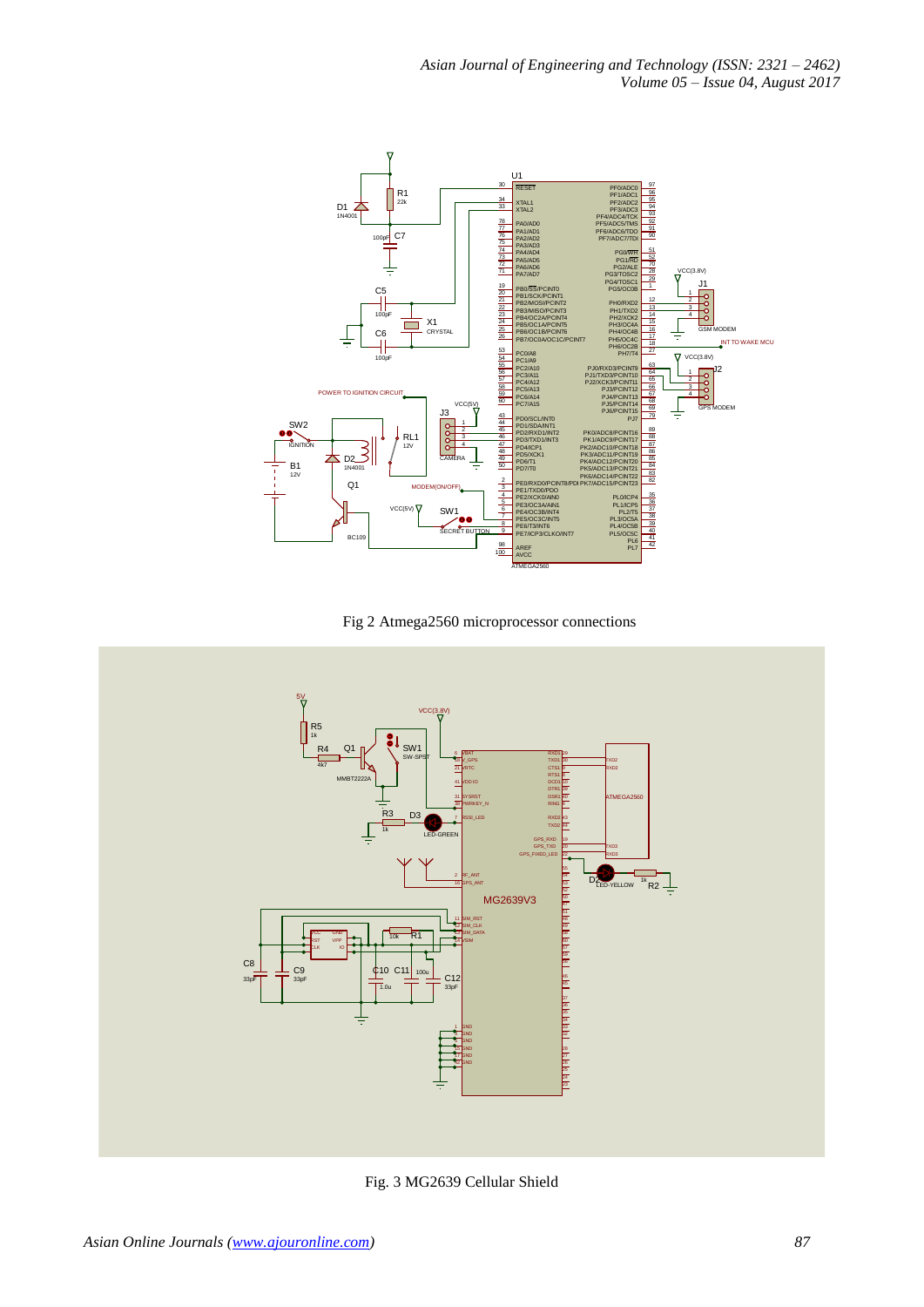Fig 2 Atmega2560 microprocessor connections

Fig. 3 MG2639 Cellular Shield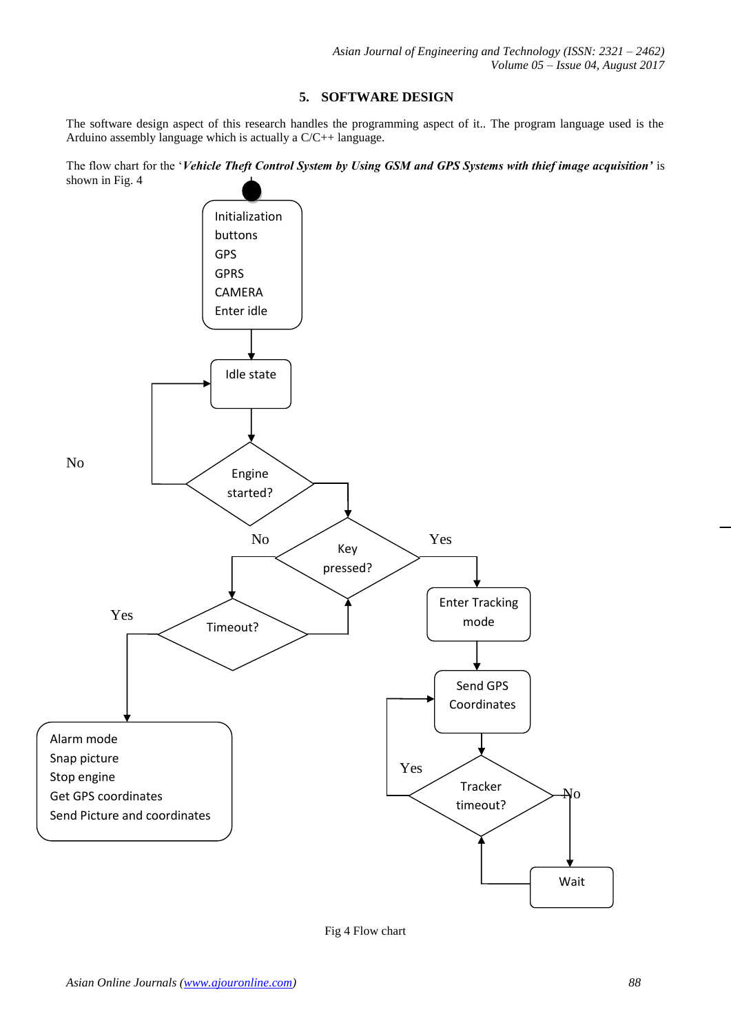## 5. SOFTWARE DESIGN

The software design aspect of this research handles the programming aspect of it.. The program language used is the Arduino assembly language which is actually a C/C++ language.

The flow chart for the '***Vehicle Theft Control System by Using GSM and GPS Systems with thief image acquisition'*** is shown in Fig. 4

Initialization
buttons
GPS
GPRS
CAMERA
Enter idle

Idle state

Engine started?

No

Key pressed?

No

Yes

Timeout?

Yes

Enter Tracking mode

Send GPS Coordinates

Alarm mode
Snap picture
Stop engine
Get GPS coordinates
Send Picture and coordinates

Yes

Tracker timeout?

No

Wait

Fig 4 Flow chart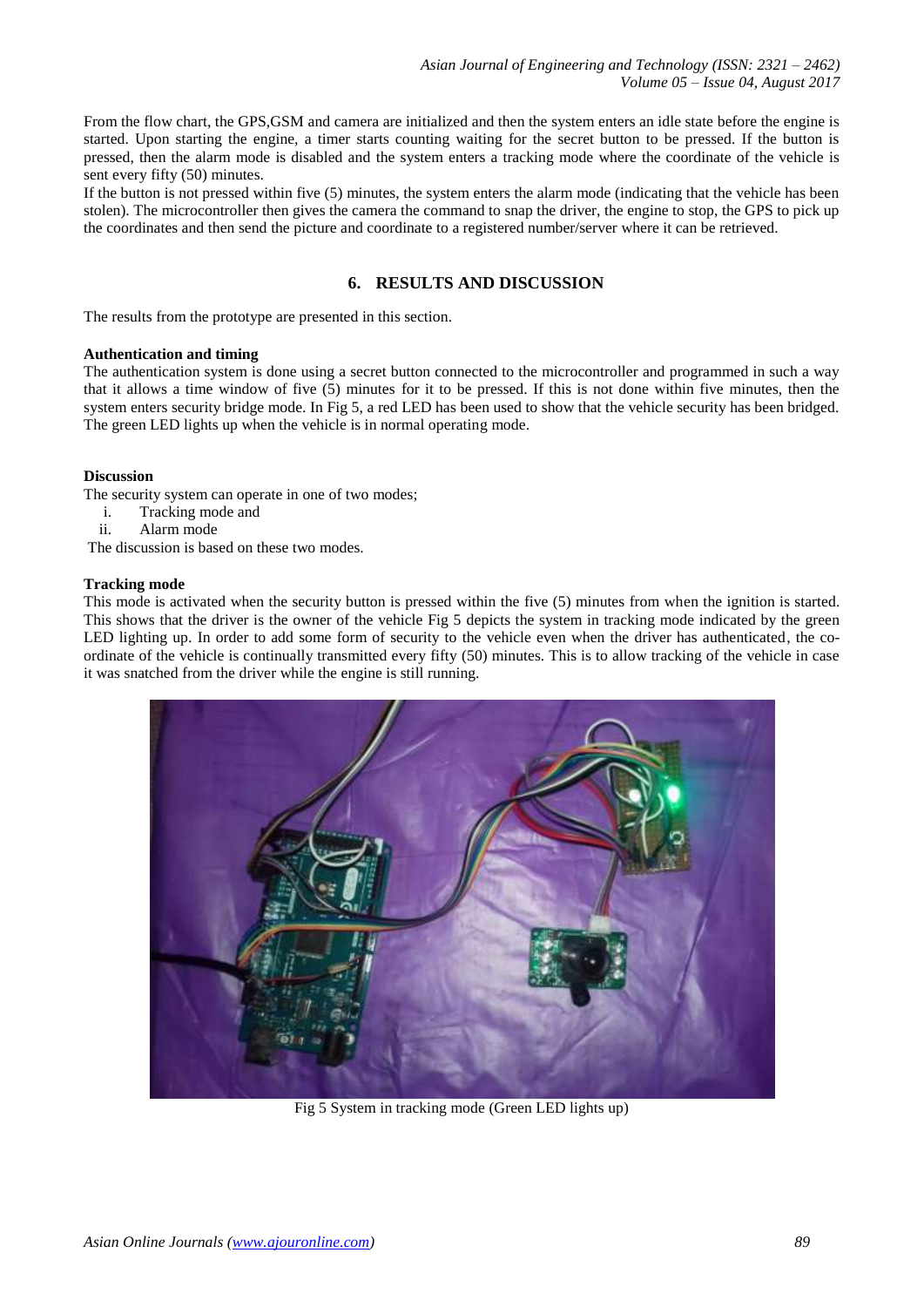From the flow chart, the GPS,GSM and camera are initialized and then the system enters an idle state before the engine is started. Upon starting the engine, a timer starts counting waiting for the secret button to be pressed. If the button is pressed, then the alarm mode is disabled and the system enters a tracking mode where the coordinate of the vehicle is sent every fifty (50) minutes.

If the button is not pressed within five (5) minutes, the system enters the alarm mode (indicating that the vehicle has been stolen). The microcontroller then gives the camera the command to snap the driver, the engine to stop, the GPS to pick up the coordinates and then send the picture and coordinate to a registered number/server where it can be retrieved.

## 6. RESULTS AND DISCUSSION

The results from the prototype are presented in this section.

**Authentication and timing**

The authentication system is done using a secret button connected to the microcontroller and programmed in such a way that it allows a time window of five (5) minutes for it to be pressed. If this is not done within five minutes, then the system enters security bridge mode. In Fig 5, a red LED has been used to show that the vehicle security has been bridged. The green LED lights up when the vehicle is in normal operating mode.

**Discussion**

The security system can operate in one of two modes;

i. Tracking mode and
ii. Alarm mode

The discussion is based on these two modes.

**Tracking mode**

This mode is activated when the security button is pressed within the five (5) minutes from when the ignition is started. This shows that the driver is the owner of the vehicle Fig 5 depicts the system in tracking mode indicated by the green LED lighting up. In order to add some form of security to the vehicle even when the driver has authenticated, the co-ordinate of the vehicle is continually transmitted every fifty (50) minutes. This is to allow tracking of the vehicle in case it was snatched from the driver while the engine is still running.

Fig 5 System in tracking mode (Green LED lights up)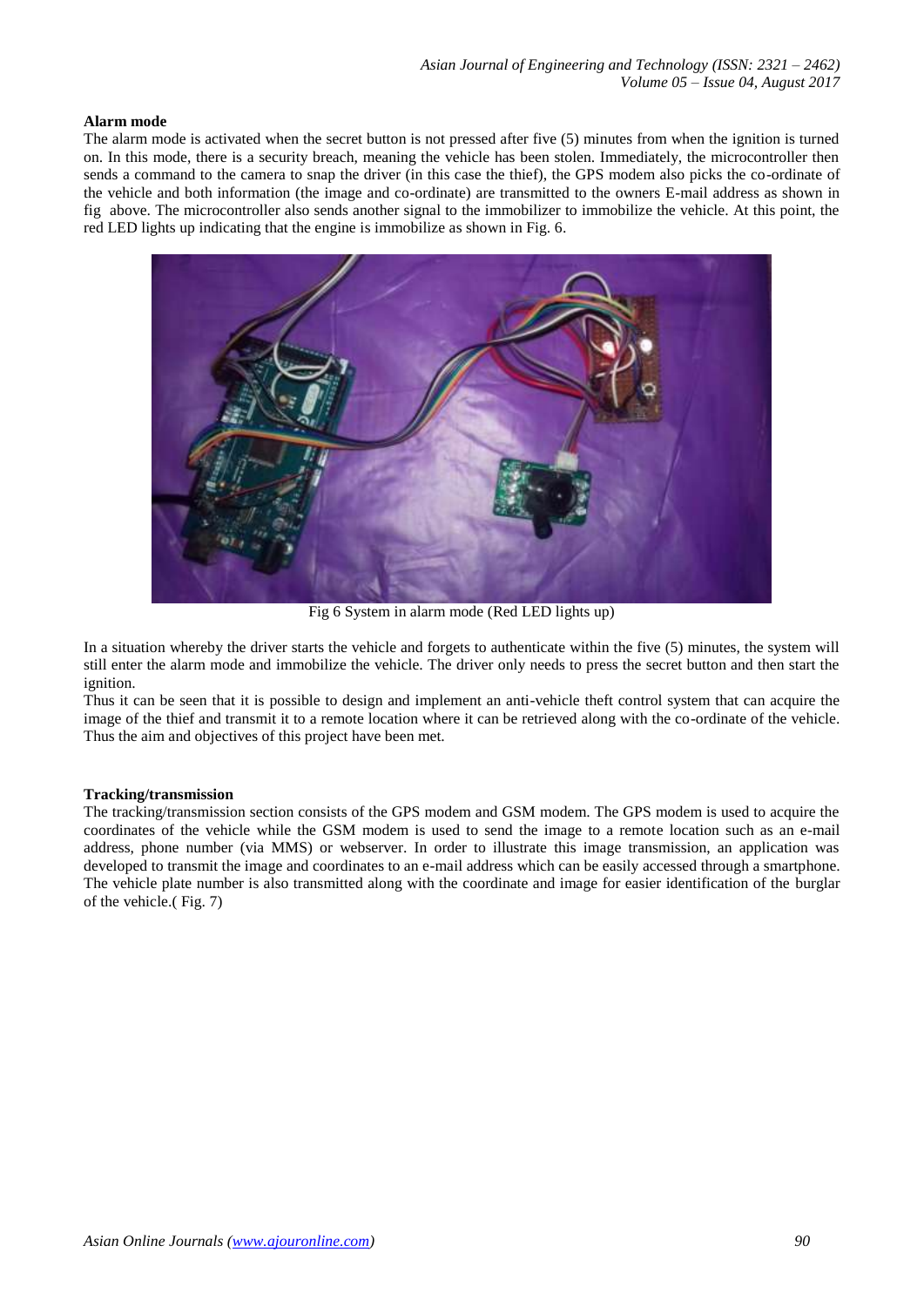**Alarm mode**

The alarm mode is activated when the secret button is not pressed after five (5) minutes from when the ignition is turned on. In this mode, there is a security breach, meaning the vehicle has been stolen. Immediately, the microcontroller then sends a command to the camera to snap the driver (in this case the thief), the GPS modem also picks the co-ordinate of the vehicle and both information (the image and co-ordinate) are transmitted to the owners E-mail address as shown in fig above. The microcontroller also sends another signal to the immobilizer to immobilize the vehicle. At this point, the red LED lights up indicating that the engine is immobilize as shown in Fig. 6.

Fig 6 System in alarm mode (Red LED lights up)

In a situation whereby the driver starts the vehicle and forgets to authenticate within the five (5) minutes, the system will still enter the alarm mode and immobilize the vehicle. The driver only needs to press the secret button and then start the ignition.

Thus it can be seen that it is possible to design and implement an anti-vehicle theft control system that can acquire the image of the thief and transmit it to a remote location where it can be retrieved along with the co-ordinate of the vehicle. Thus the aim and objectives of this project have been met.

**Tracking/transmission**

The tracking/transmission section consists of the GPS modem and GSM modem. The GPS modem is used to acquire the coordinates of the vehicle while the GSM modem is used to send the image to a remote location such as an e-mail address, phone number (via MMS) or webserver. In order to illustrate this image transmission, an application was developed to transmit the image and coordinates to an e-mail address which can be easily accessed through a smartphone. The vehicle plate number is also transmitted along with the coordinate and image for easier identification of the burglar of the vehicle.( Fig. 7)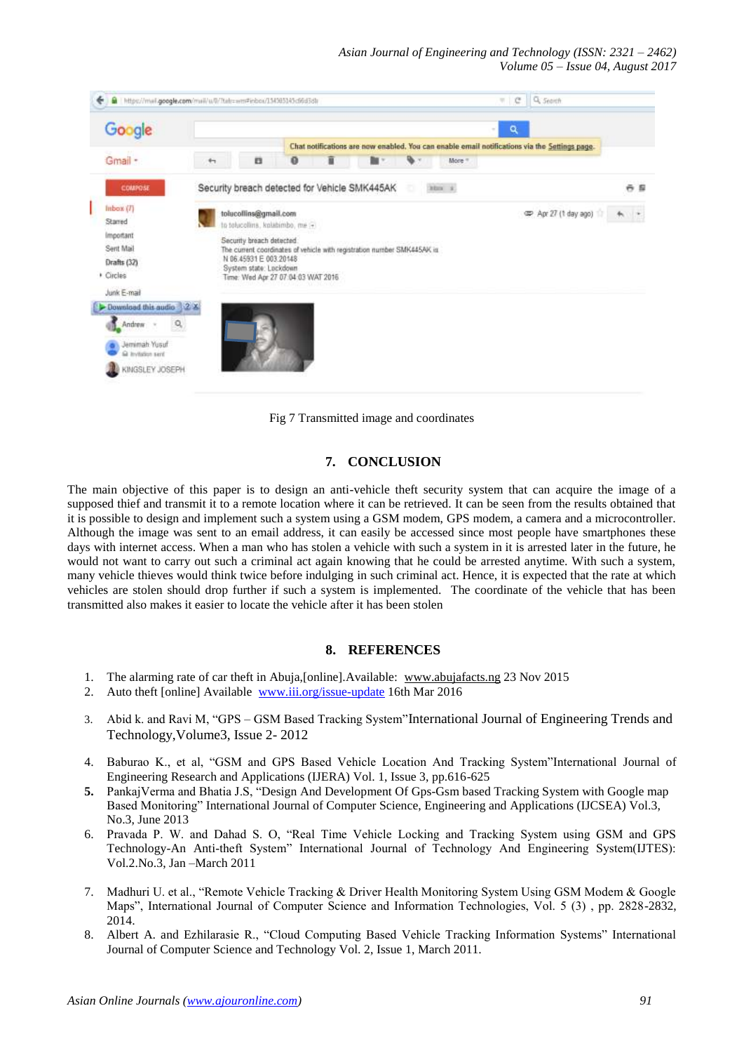Fig 7 Transmitted image and coordinates

## 7. CONCLUSION

The main objective of this paper is to design an anti-vehicle theft security system that can acquire the image of a supposed thief and transmit it to a remote location where it can be retrieved. It can be seen from the results obtained that it is possible to design and implement such a system using a GSM modem, GPS modem, a camera and a microcontroller. Although the image was sent to an email address, it can easily be accessed since most people have smartphones these days with internet access. When a man who has stolen a vehicle with such a system in it is arrested later in the future, he would not want to carry out such a criminal act again knowing that he could be arrested anytime. With such a system, many vehicle thieves would think twice before indulging in such criminal act. Hence, it is expected that the rate at which vehicles are stolen should drop further if such a system is implemented. The coordinate of the vehicle that has been transmitted also makes it easier to locate the vehicle after it has been stolen

## 8. REFERENCES

1. The alarming rate of car theft in Abuja,[online].Available: www.abujafacts.ng 23 Nov 2015
2. Auto theft [online] Available www.iii.org/issue-update 16th Mar 2016
3. Abid k. and Ravi M, "GPS – GSM Based Tracking System"International Journal of Engineering Trends and Technology,Volume3, Issue 2- 2012
4. Baburao K., et al, "GSM and GPS Based Vehicle Location And Tracking System"International Journal of Engineering Research and Applications (IJERA) Vol. 1, Issue 3, pp.616-625
5. PankajVerma and Bhatia J.S, "Design And Development Of Gps-Gsm based Tracking System with Google map Based Monitoring" International Journal of Computer Science, Engineering and Applications (IJCSEA) Vol.3, No.3, June 2013
6. Pravada P. W. and Dahad S. O, "Real Time Vehicle Locking and Tracking System using GSM and GPS Technology-An Anti-theft System" International Journal of Technology And Engineering System(IJTES): Vol.2.No.3, Jan –March 2011
7. Madhuri U. et al., "Remote Vehicle Tracking & Driver Health Monitoring System Using GSM Modem & Google Maps", International Journal of Computer Science and Information Technologies, Vol. 5 (3) , pp. 2828-2832, 2014.
8. Albert A. and Ezhilarasie R., "Cloud Computing Based Vehicle Tracking Information Systems" International Journal of Computer Science and Technology Vol. 2, Issue 1, March 2011.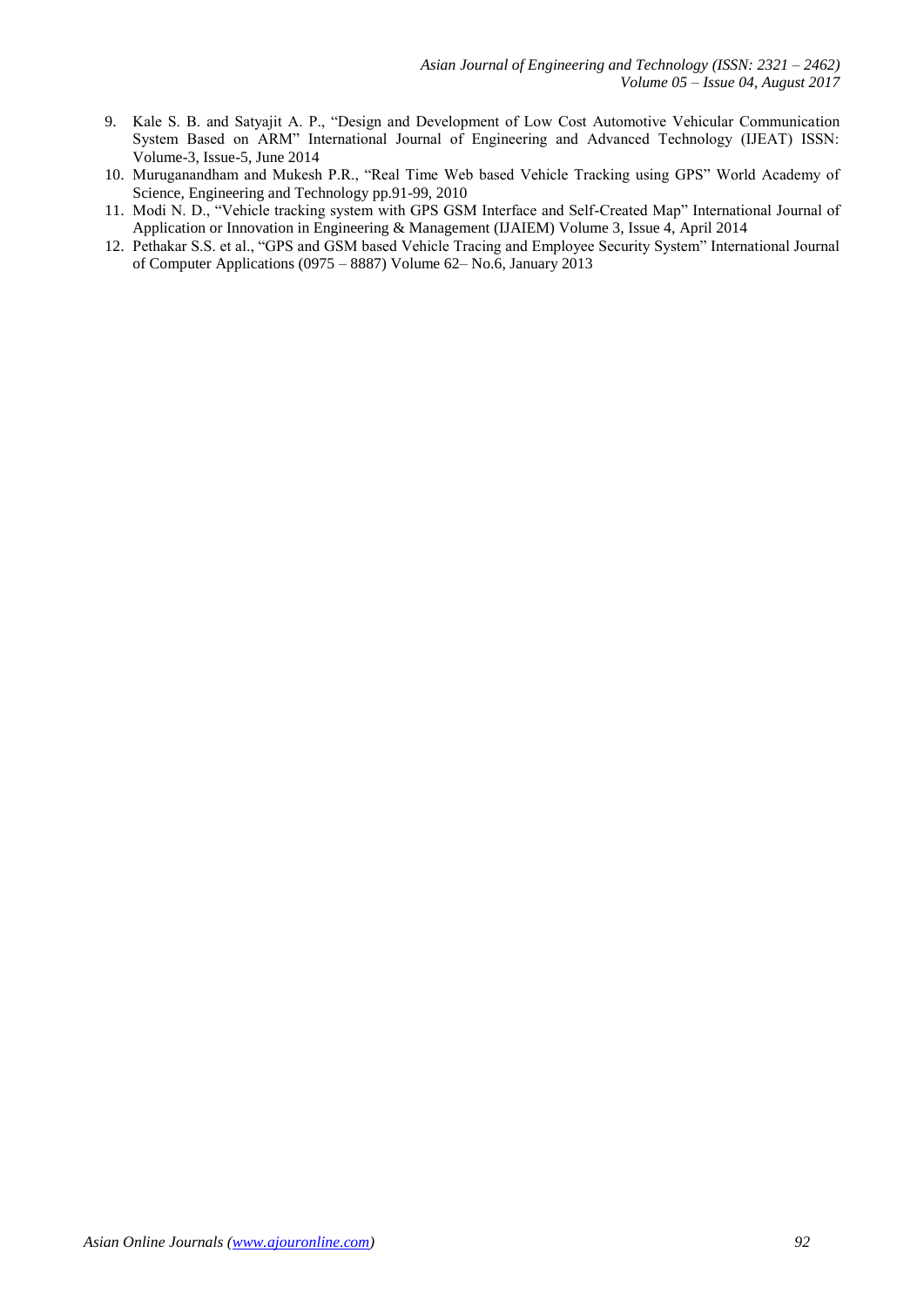9. Kale S. B. and Satyajit A. P., "Design and Development of Low Cost Automotive Vehicular Communication System Based on ARM" International Journal of Engineering and Advanced Technology (IJEAT) ISSN: Volume-3, Issue-5, June 2014
10. Muruganandham and Mukesh P.R., "Real Time Web based Vehicle Tracking using GPS" World Academy of Science, Engineering and Technology pp.91-99, 2010
11. Modi N. D., "Vehicle tracking system with GPS GSM Interface and Self-Created Map" International Journal of Application or Innovation in Engineering & Management (IJAIEM) Volume 3, Issue 4, April 2014
12. Pethakar S.S. et al., "GPS and GSM based Vehicle Tracing and Employee Security System" International Journal of Computer Applications (0975 – 8887) Volume 62– No.6, January 2013